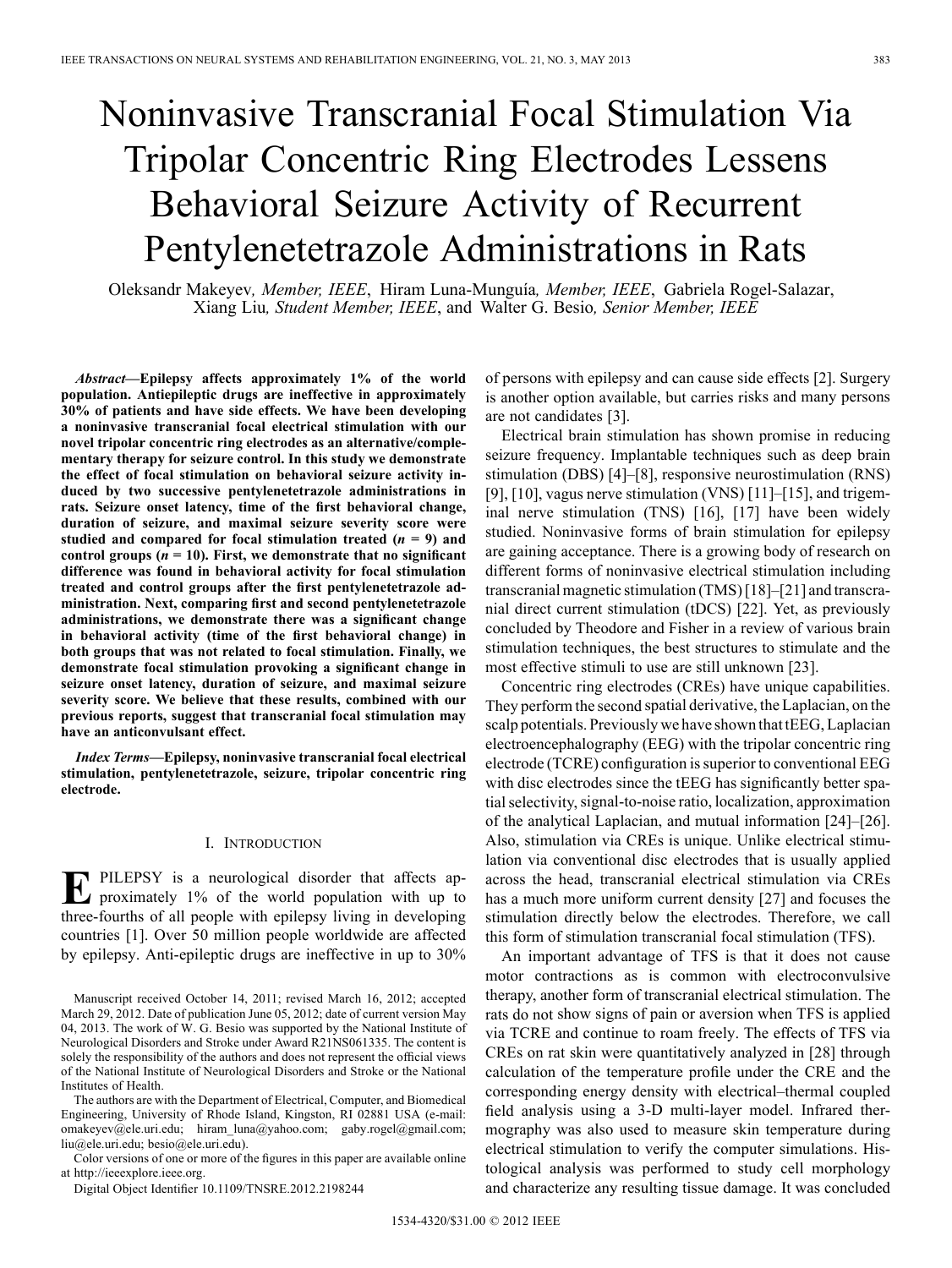# Noninvasive Transcranial Focal Stimulation Via Tripolar Concentric Ring Electrodes Lessens Behavioral Seizure Activity of Recurrent Pentylenetetrazole Administrations in Rats

Oleksandr Makeyev, *Member, IEEE*, Hiram Luna-Munguía, *Member, IEEE*, Gabriela Rogel-Salazar, Xiang Liu, *Student Member, IEEE*, and Walter G. Besio, *Senior Member, IEEE*

***Abstract*—Epilepsy affects approximately 1% of the world population. Antiepileptic drugs are ineffective in approximately 30% of patients and have side effects. We have been developing a noninvasive transcranial focal electrical stimulation with our novel tripolar concentric ring electrodes as an alternative/complementary therapy for seizure control. In this study we demonstrate the effect of focal stimulation on behavioral seizure activity induced by two successive pentylenetetrazole administrations in rats. Seizure onset latency, time of the first behavioral change, duration of seizure, and maximal seizure severity score were studied and compared for focal stimulation treated (*n* = 9) and control groups (*n* = 10). First, we demonstrate that no significant difference was found in behavioral activity for focal stimulation treated and control groups after the first pentylenetetrazole administration. Next, comparing first and second pentylenetetrazole administrations, we demonstrate there was a significant change in behavioral activity (time of the first behavioral change) in both groups that was not related to focal stimulation. Finally, we demonstrate focal stimulation provoking a significant change in seizure onset latency, duration of seizure, and maximal seizure severity score. We believe that these results, combined with our previous reports, suggest that transcranial focal stimulation may have an anticonvulsant effect.**

***Index Terms*—Epilepsy, noninvasive transcranial focal electrical stimulation, pentylenetetrazole, seizure, tripolar concentric ring electrode.**

## I. Introduction

EPILEPSY is a neurological disorder that affects approximately 1% of the world population with up to three-fourths of all people with epilepsy living in developing countries [1]. Over 50 million people worldwide are affected by epilepsy. Anti-epileptic drugs are ineffective in up to 30% of persons with epilepsy and can cause side effects [2]. Surgery is another option available, but carries risks and many persons are not candidates [3].

Electrical brain stimulation has shown promise in reducing seizure frequency. Implantable techniques such as deep brain stimulation (DBS) [4]–[8], responsive neurostimulation (RNS) [9], [10], vagus nerve stimulation (VNS) [11]–[15], and trigeminal nerve stimulation (TNS) [16], [17] have been widely studied. Noninvasive forms of brain stimulation for epilepsy are gaining acceptance. There is a growing body of research on different forms of noninvasive electrical stimulation including transcranial magnetic stimulation (TMS) [18]–[21] and transcranial direct current stimulation (tDCS) [22]. Yet, as previously concluded by Theodore and Fisher in a review of various brain stimulation techniques, the best structures to stimulate and the most effective stimuli to use are still unknown [23].

Concentric ring electrodes (CREs) have unique capabilities. They perform the second spatial derivative, the Laplacian, on the scalp potentials. Previously we have shown that tEEG, Laplacian electroencephalography (EEG) with the tripolar concentric ring electrode (TCRE) configuration is superior to conventional EEG with disc electrodes since the tEEG has significantly better spatial selectivity, signal-to-noise ratio, localization, approximation of the analytical Laplacian, and mutual information [24]–[26]. Also, stimulation via CREs is unique. Unlike electrical stimulation via conventional disc electrodes that is usually applied across the head, transcranial electrical stimulation via CREs has a much more uniform current density [27] and focuses the stimulation directly below the electrodes. Therefore, we call this form of stimulation transcranial focal stimulation (TFS).

An important advantage of TFS is that it does not cause motor contractions as is common with electroconvulsive therapy, another form of transcranial electrical stimulation. The rats do not show signs of pain or aversion when TFS is applied via TCRE and continue to roam freely. The effects of TFS via CREs on rat skin were quantitatively analyzed in [28] through calculation of the temperature profile under the CRE and the corresponding energy density with electrical–thermal coupled field analysis using a 3-D multi-layer model. Infrared thermography was also used to measure skin temperature during electrical stimulation to verify the computer simulations. Histological analysis was performed to study cell morphology and characterize any resulting tissue damage. It was concluded

Manuscript received October 14, 2011; revised March 16, 2012; accepted March 29, 2012. Date of publication June 05, 2012; date of current version May 04, 2013. The work of W. G. Besio was supported by the National Institute of Neurological Disorders and Stroke under Award R21NS061335. The content is solely the responsibility of the authors and does not represent the official views of the National Institute of Neurological Disorders and Stroke or the National Institutes of Health.

The authors are with the Department of Electrical, Computer, and Biomedical Engineering, University of Rhode Island, Kingston, RI 02881 USA (e-mail: omakeyev@ele.uri.edu; hiram_luna@yahoo.com; gaby.rogel@gmail.com; liu@ele.uri.edu; besio@ele.uri.edu).

Color versions of one or more of the figures in this paper are available online at http://ieeexplore.ieee.org.

Digital Object Identifier 10.1109/TNSRE.2012.2198244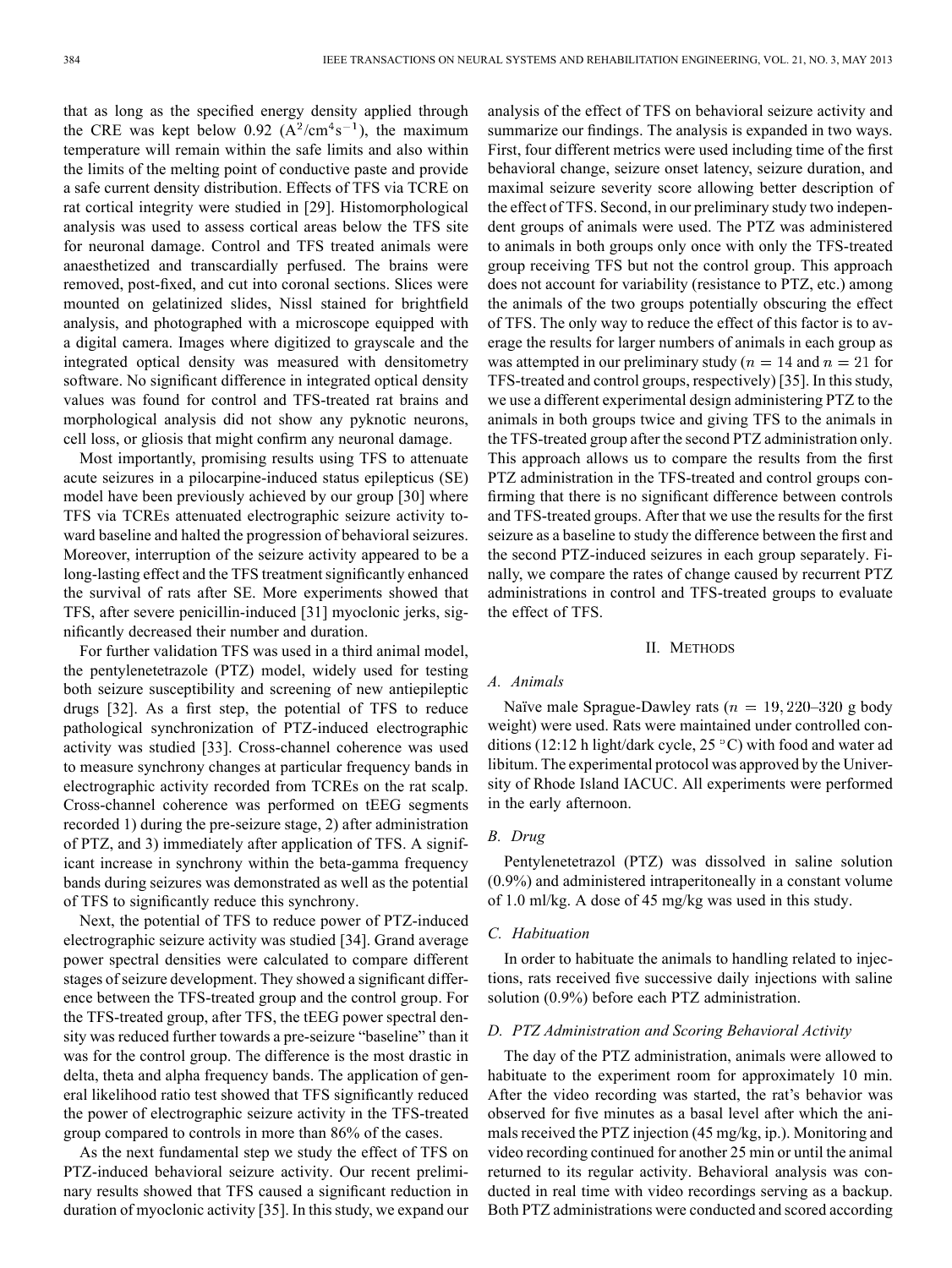that as long as the specified energy density applied through the CRE was kept below 0.92 ($A^2/cm^4s^{-1}$), the maximum temperature will remain within the safe limits and also within the limits of the melting point of conductive paste and provide a safe current density distribution. Effects of TFS via TCRE on rat cortical integrity were studied in [29]. Histomorphological analysis was used to assess cortical areas below the TFS site for neuronal damage. Control and TFS treated animals were anaesthetized and transcardially perfused. The brains were removed, post-fixed, and cut into coronal sections. Slices were mounted on gelatinized slides, Nissl stained for brightfield analysis, and photographed with a microscope equipped with a digital camera. Images where digitized to grayscale and the integrated optical density was measured with densitometry software. No significant difference in integrated optical density values was found for control and TFS-treated rat brains and morphological analysis did not show any pyknotic neurons, cell loss, or gliosis that might confirm any neuronal damage.

Most importantly, promising results using TFS to attenuate acute seizures in a pilocarpine-induced status epilepticus (SE) model have been previously achieved by our group [30] where TFS via TCREs attenuated electrographic seizure activity toward baseline and halted the progression of behavioral seizures. Moreover, interruption of the seizure activity appeared to be a long-lasting effect and the TFS treatment significantly enhanced the survival of rats after SE. More experiments showed that TFS, after severe penicillin-induced [31] myoclonic jerks, significantly decreased their number and duration.

For further validation TFS was used in a third animal model, the pentylenetetrazole (PTZ) model, widely used for testing both seizure susceptibility and screening of new antiepileptic drugs [32]. As a first step, the potential of TFS to reduce pathological synchronization of PTZ-induced electrographic activity was studied [33]. Cross-channel coherence was used to measure synchrony changes at particular frequency bands in electrographic activity recorded from TCREs on the rat scalp. Cross-channel coherence was performed on tEEG segments recorded 1) during the pre-seizure stage, 2) after administration of PTZ, and 3) immediately after application of TFS. A significant increase in synchrony within the beta-gamma frequency bands during seizures was demonstrated as well as the potential of TFS to significantly reduce this synchrony.

Next, the potential of TFS to reduce power of PTZ-induced electrographic seizure activity was studied [34]. Grand average power spectral densities were calculated to compare different stages of seizure development. They showed a significant difference between the TFS-treated group and the control group. For the TFS-treated group, after TFS, the tEEG power spectral density was reduced further towards a pre-seizure "baseline" than it was for the control group. The difference is the most drastic in delta, theta and alpha frequency bands. The application of general likelihood ratio test showed that TFS significantly reduced the power of electrographic seizure activity in the TFS-treated group compared to controls in more than 86% of the cases.

As the next fundamental step we study the effect of TFS on PTZ-induced behavioral seizure activity. Our recent preliminary results showed that TFS caused a significant reduction in duration of myoclonic activity [35]. In this study, we expand our analysis of the effect of TFS on behavioral seizure activity and summarize our findings. The analysis is expanded in two ways. First, four different metrics were used including time of the first behavioral change, seizure onset latency, seizure duration, and maximal seizure severity score allowing better description of the effect of TFS. Second, in our preliminary study two independent groups of animals were used. The PTZ was administered to animals in both groups only once with only the TFS-treated group receiving TFS but not the control group. This approach does not account for variability (resistance to PTZ, etc.) among the animals of the two groups potentially obscuring the effect of TFS. The only way to reduce the effect of this factor is to average the results for larger numbers of animals in each group as was attempted in our preliminary study ($n = 14$ and $n = 21$ for TFS-treated and control groups, respectively) [35]. In this study, we use a different experimental design administering PTZ to the animals in both groups twice and giving TFS to the animals in the TFS-treated group after the second PTZ administration only. This approach allows us to compare the results from the first PTZ administration in the TFS-treated and control groups confirming that there is no significant difference between controls and TFS-treated groups. After that we use the results for the first seizure as a baseline to study the difference between the first and the second PTZ-induced seizures in each group separately. Finally, we compare the rates of change caused by recurrent PTZ administrations in control and TFS-treated groups to evaluate the effect of TFS.

## II. Methods

### A. Animals

Naïve male Sprague-Dawley rats ($n = 19$, 220–320 g body weight) were used. Rats were maintained under controlled conditions (12:12 h light/dark cycle, 25 °C) with food and water ad libitum. The experimental protocol was approved by the University of Rhode Island IACUC. All experiments were performed in the early afternoon.

### B. Drug

Pentylenetetrazol (PTZ) was dissolved in saline solution (0.9%) and administered intraperitoneally in a constant volume of 1.0 ml/kg. A dose of 45 mg/kg was used in this study.

### C. Habituation

In order to habituate the animals to handling related to injections, rats received five successive daily injections with saline solution (0.9%) before each PTZ administration.

### D. PTZ Administration and Scoring Behavioral Activity

The day of the PTZ administration, animals were allowed to habituate to the experiment room for approximately 10 min. After the video recording was started, the rat's behavior was observed for five minutes as a basal level after which the animals received the PTZ injection (45 mg/kg, ip.). Monitoring and video recording continued for another 25 min or until the animal returned to its regular activity. Behavioral analysis was conducted in real time with video recordings serving as a backup. Both PTZ administrations were conducted and scored according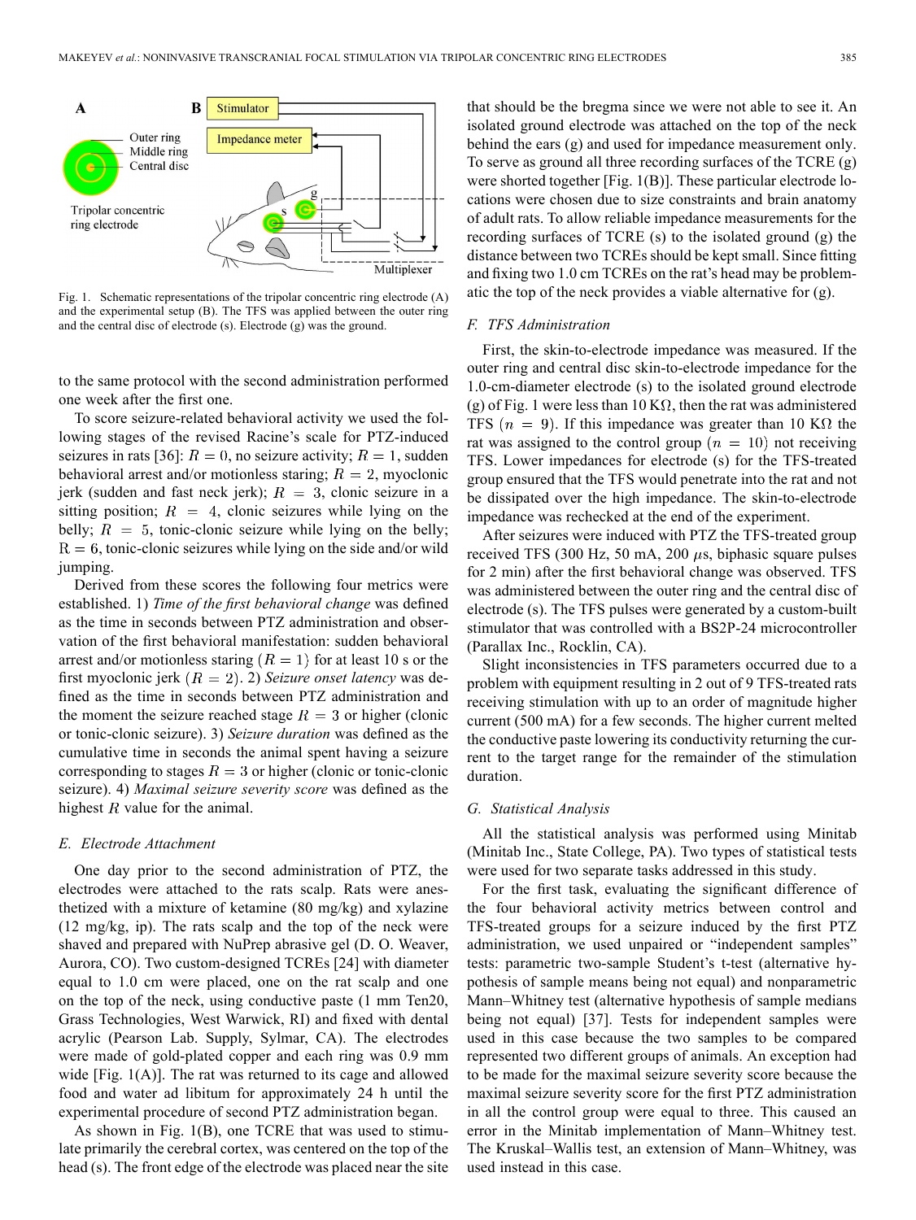Fig. 1. Schematic representations of the tripolar concentric ring electrode (A) and the experimental setup (B). The TFS was applied between the outer ring and the central disc of electrode (s). Electrode (g) was the ground.

to the same protocol with the second administration performed one week after the first one.

To score seizure-related behavioral activity we used the following stages of the revised Racine's scale for PTZ-induced seizures in rats [36]: $R = 0$, no seizure activity; $R = 1$, sudden behavioral arrest and/or motionless staring; $R = 2$, myoclonic jerk (sudden and fast neck jerk); $R = 3$, clonic seizure in a sitting position; $R = 4$, clonic seizures while lying on the belly; $R = 5$, tonic-clonic seizure while lying on the belly; $R = 6$, tonic-clonic seizures while lying on the side and/or wild jumping.

Derived from these scores the following four metrics were established. 1) *Time of the first behavioral change* was defined as the time in seconds between PTZ administration and observation of the first behavioral manifestation: sudden behavioral arrest and/or motionless staring $(R = 1)$ for at least 10 s or the first myoclonic jerk $(R = 2)$. 2) *Seizure onset latency* was defined as the time in seconds between PTZ administration and the moment the seizure reached stage $R = 3$ or higher (clonic or tonic-clonic seizure). 3) *Seizure duration* was defined as the cumulative time in seconds the animal spent having a seizure corresponding to stages $R = 3$ or higher (clonic or tonic-clonic seizure). 4) *Maximal seizure severity score* was defined as the highest $R$ value for the animal.

### E. Electrode Attachment

One day prior to the second administration of PTZ, the electrodes were attached to the rats scalp. Rats were anesthetized with a mixture of ketamine (80 mg/kg) and xylazine (12 mg/kg, ip). The rats scalp and the top of the neck were shaved and prepared with NuPrep abrasive gel (D. O. Weaver, Aurora, CO). Two custom-designed TCREs [24] with diameter equal to 1.0 cm were placed, one on the rat scalp and one on the top of the neck, using conductive paste (1 mm Ten20, Grass Technologies, West Warwick, RI) and fixed with dental acrylic (Pearson Lab. Supply, Sylmar, CA). The electrodes were made of gold-plated copper and each ring was 0.9 mm wide [Fig. 1(A)]. The rat was returned to its cage and allowed food and water ad libitum for approximately 24 h until the experimental procedure of second PTZ administration began.

As shown in Fig. 1(B), one TCRE that was used to stimulate primarily the cerebral cortex, was centered on the top of the head (s). The front edge of the electrode was placed near the site that should be the bregma since we were not able to see it. An isolated ground electrode was attached on the top of the neck behind the ears (g) and used for impedance measurement only. To serve as ground all three recording surfaces of the TCRE (g) were shorted together [Fig. 1(B)]. These particular electrode locations were chosen due to size constraints and brain anatomy of adult rats. To allow reliable impedance measurements for the recording surfaces of TCRE (s) to the isolated ground (g) the distance between two TCREs should be kept small. Since fitting and fixing two 1.0 cm TCREs on the rat's head may be problematic the top of the neck provides a viable alternative for (g).

### F. TFS Administration

First, the skin-to-electrode impedance was measured. If the outer ring and central disc skin-to-electrode impedance for the 1.0-cm-diameter electrode (s) to the isolated ground electrode (g) of Fig. 1 were less than 10 KΩ, then the rat was administered TFS $(n = 9)$. If this impedance was greater than 10 KΩ the rat was assigned to the control group $(n = 10)$ not receiving TFS. Lower impedances for electrode (s) for the TFS-treated group ensured that the TFS would penetrate into the rat and not be dissipated over the high impedance. The skin-to-electrode impedance was rechecked at the end of the experiment.

After seizures were induced with PTZ the TFS-treated group received TFS (300 Hz, 50 mA, 200 $\mu$s, biphasic square pulses for 2 min) after the first behavioral change was observed. TFS was administered between the outer ring and the central disc of electrode (s). The TFS pulses were generated by a custom-built stimulator that was controlled with a BS2P-24 microcontroller (Parallax Inc., Rocklin, CA).

Slight inconsistencies in TFS parameters occurred due to a problem with equipment resulting in 2 out of 9 TFS-treated rats receiving stimulation with up to an order of magnitude higher current (500 mA) for a few seconds. The higher current melted the conductive paste lowering its conductivity returning the current to the target range for the remainder of the stimulation duration.

### G. Statistical Analysis

All the statistical analysis was performed using Minitab (Minitab Inc., State College, PA). Two types of statistical tests were used for two separate tasks addressed in this study.

For the first task, evaluating the significant difference of the four behavioral activity metrics between control and TFS-treated groups for a seizure induced by the first PTZ administration, we used unpaired or "independent samples" tests: parametric two-sample Student's t-test (alternative hypothesis of sample means being not equal) and nonparametric Mann–Whitney test (alternative hypothesis of sample medians being not equal) [37]. Tests for independent samples were used in this case because the two samples to be compared represented two different groups of animals. An exception had to be made for the maximal seizure severity score because the maximal seizure severity score for the first PTZ administration in all the control group were equal to three. This caused an error in the Minitab implementation of Mann–Whitney test. The Kruskal–Wallis test, an extension of Mann–Whitney, was used instead in this case.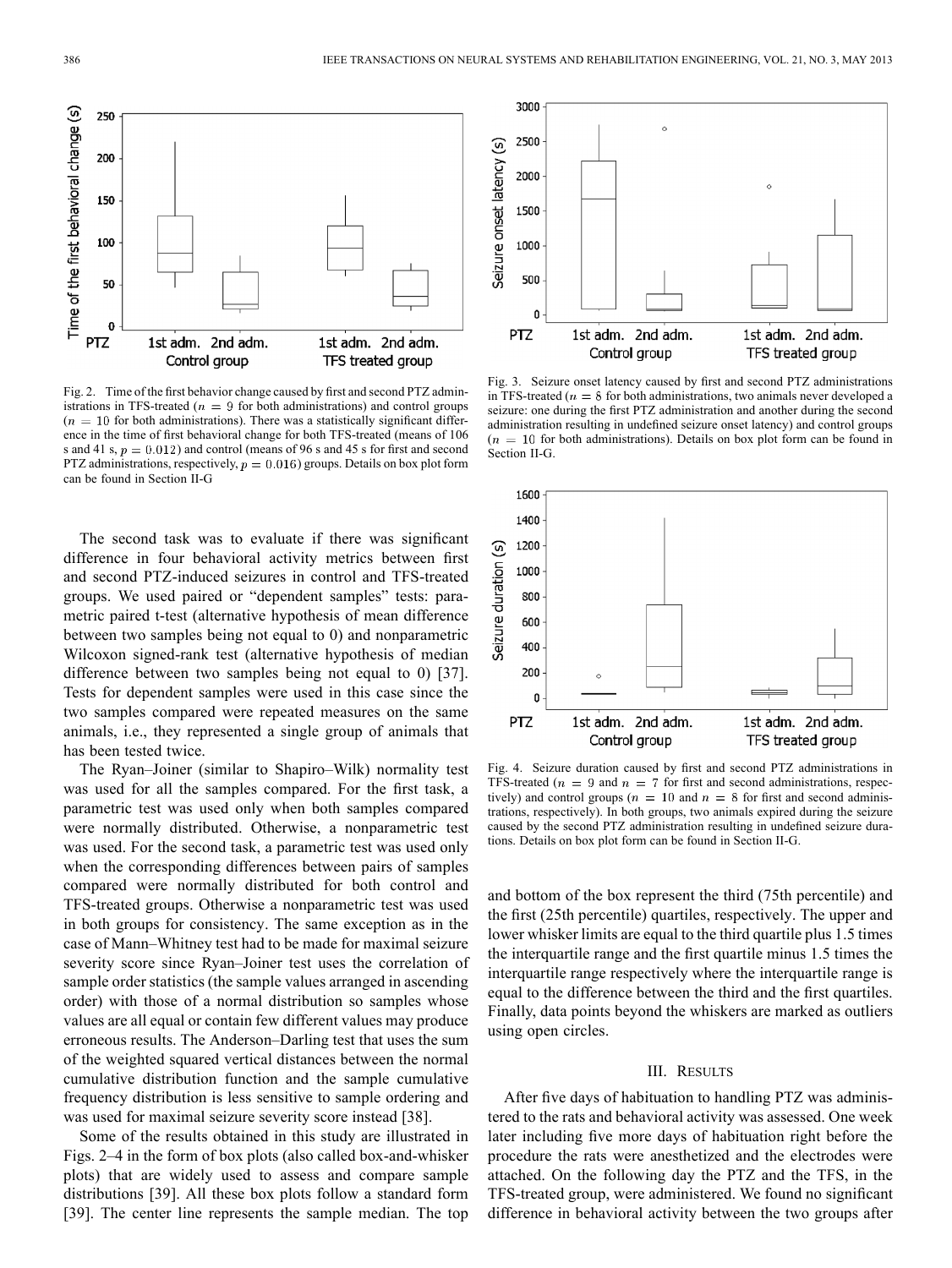Fig. 2. Time of the first behavior change caused by first and second PTZ administrations in TFS-treated ($n = 9$ for both administrations) and control groups ($n = 10$ for both administrations). There was a statistically significant difference in the time of first behavioral change for both TFS-treated (means of 106 s and 41 s, $p = 0.012$) and control (means of 96 s and 45 s for first and second PTZ administrations, respectively, $p = 0.016$) groups. Details on box plot form can be found in Section II-G

The second task was to evaluate if there was significant difference in four behavioral activity metrics between first and second PTZ-induced seizures in control and TFS-treated groups. We used paired or "dependent samples" tests: parametric paired t-test (alternative hypothesis of mean difference between two samples being not equal to 0) and nonparametric Wilcoxon signed-rank test (alternative hypothesis of median difference between two samples being not equal to 0) [37]. Tests for dependent samples were used in this case since the two samples compared were repeated measures on the same animals, i.e., they represented a single group of animals that has been tested twice.

The Ryan–Joiner (similar to Shapiro–Wilk) normality test was used for all the samples compared. For the first task, a parametric test was used only when both samples compared were normally distributed. Otherwise, a nonparametric test was used. For the second task, a parametric test was used only when the corresponding differences between pairs of samples compared were normally distributed for both control and TFS-treated groups. Otherwise a nonparametric test was used in both groups for consistency. The same exception as in the case of Mann–Whitney test had to be made for maximal seizure severity score since Ryan–Joiner test uses the correlation of sample order statistics (the sample values arranged in ascending order) with those of a normal distribution so samples whose values are all equal or contain few different values may produce erroneous results. The Anderson–Darling test that uses the sum of the weighted squared vertical distances between the normal cumulative distribution function and the sample cumulative frequency distribution is less sensitive to sample ordering and was used for maximal seizure severity score instead [38].

Some of the results obtained in this study are illustrated in Figs. 2–4 in the form of box plots (also called box-and-whisker plots) that are widely used to assess and compare sample distributions [39]. All these box plots follow a standard form [39]. The center line represents the sample median. The top and bottom of the box represent the third (75th percentile) and the first (25th percentile) quartiles, respectively. The upper and lower whisker limits are equal to the third quartile plus 1.5 times the interquartile range and the first quartile minus 1.5 times the interquartile range respectively where the interquartile range is equal to the difference between the third and the first quartiles. Finally, data points beyond the whiskers are marked as outliers using open circles.

Fig. 3. Seizure onset latency caused by first and second PTZ administrations in TFS-treated ($n = 8$ for both administrations, two animals never developed a seizure: one during the first PTZ administration and another during the second administration resulting in undefined seizure onset latency) and control groups ($n = 10$ for both administrations). Details on box plot form can be found in Section II-G.

Fig. 4. Seizure duration caused by first and second PTZ administrations in TFS-treated ($n = 9$ and $n = 7$ for first and second administrations, respectively) and control groups ($n = 10$ and $n = 8$ for first and second administrations, respectively). In both groups, two animals expired during the seizure caused by the second PTZ administration resulting in undefined seizure durations. Details on box plot form can be found in Section II-G.

## III. Results

After five days of habituation to handling PTZ was administered to the rats and behavioral activity was assessed. One week later including five more days of habituation right before the procedure the rats were anesthetized and the electrodes were attached. On the following day the PTZ and the TFS, in the TFS-treated group, were administered. We found no significant difference in behavioral activity between the two groups after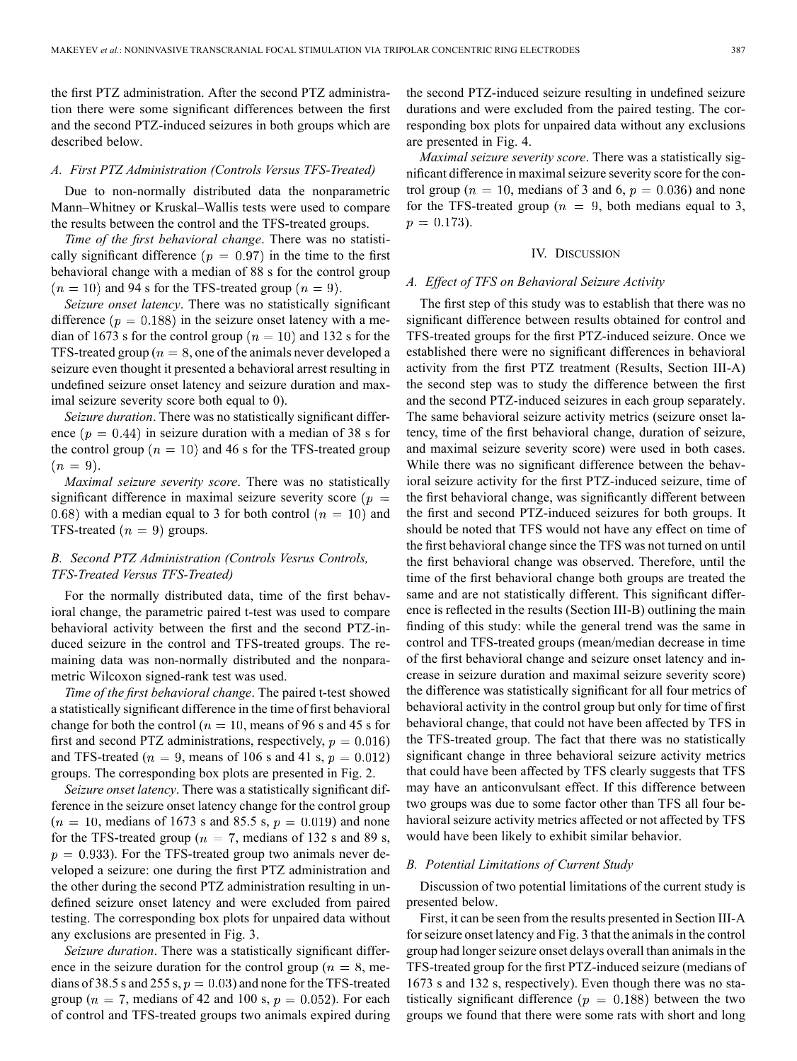the first PTZ administration. After the second PTZ administration there were some significant differences between the first and the second PTZ-induced seizures in both groups which are described below.

### A. First PTZ Administration (Controls Versus TFS-Treated)

Due to non-normally distributed data the nonparametric Mann–Whitney or Kruskal–Wallis tests were used to compare the results between the control and the TFS-treated groups.

*Time of the first behavioral change*. There was no statistically significant difference ($p = 0.97$) in the time to the first behavioral change with a median of 88 s for the control group ($n = 10$) and 94 s for the TFS-treated group ($n = 9$).

*Seizure onset latency*. There was no statistically significant difference ($p = 0.188$) in the seizure onset latency with a median of 1673 s for the control group ($n = 10$) and 132 s for the TFS-treated group ($n = 8$, one of the animals never developed a seizure even thought it presented a behavioral arrest resulting in undefined seizure onset latency and seizure duration and maximal seizure severity score both equal to 0).

*Seizure duration*. There was no statistically significant difference ($p = 0.44$) in seizure duration with a median of 38 s for the control group ($n = 10$) and 46 s for the TFS-treated group ($n = 9$).

*Maximal seizure severity score*. There was no statistically significant difference in maximal seizure severity score ($p = 0.68$) with a median equal to 3 for both control ($n = 10$) and TFS-treated ($n = 9$) groups.

### B. Second PTZ Administration (Controls Vesrus Controls, TFS-Treated Versus TFS-Treated)

For the normally distributed data, time of the first behavioral change, the parametric paired t-test was used to compare behavioral activity between the first and the second PTZ-induced seizure in the control and TFS-treated groups. The remaining data was non-normally distributed and the nonparametric Wilcoxon signed-rank test was used.

*Time of the first behavioral change*. The paired t-test showed a statistically significant difference in the time of first behavioral change for both the control ($n = 10$, means of 96 s and 45 s for first and second PTZ administrations, respectively, $p = 0.016$) and TFS-treated ($n = 9$, means of 106 s and 41 s, $p = 0.012$) groups. The corresponding box plots are presented in Fig. 2.

*Seizure onset latency*. There was a statistically significant difference in the seizure onset latency change for the control group ($n = 10$, medians of 1673 s and 85.5 s, $p = 0.019$) and none for the TFS-treated group ($n = 7$, medians of 132 s and 89 s, $p = 0.933$). For the TFS-treated group two animals never developed a seizure: one during the first PTZ administration and the other during the second PTZ administration resulting in undefined seizure onset latency and were excluded from paired testing. The corresponding box plots for unpaired data without any exclusions are presented in Fig. 3.

*Seizure duration*. There was a statistically significant difference in the seizure duration for the control group ($n = 8$, medians of 38.5 s and 255 s, $p = 0.03$) and none for the TFS-treated group ($n = 7$, medians of 42 and 100 s, $p = 0.052$). For each of control and TFS-treated groups two animals expired during the second PTZ-induced seizure resulting in undefined seizure durations and were excluded from the paired testing. The corresponding box plots for unpaired data without any exclusions are presented in Fig. 4.

*Maximal seizure severity score*. There was a statistically significant difference in maximal seizure severity score for the control group ($n = 10$, medians of 3 and 6, $p = 0.036$) and none for the TFS-treated group ($n = 9$, both medians equal to 3, $p = 0.173$).

## IV. Discussion

### A. Effect of TFS on Behavioral Seizure Activity

The first step of this study was to establish that there was no significant difference between results obtained for control and TFS-treated groups for the first PTZ-induced seizure. Once we established there were no significant differences in behavioral activity from the first PTZ treatment (Results, Section III-A) the second step was to study the difference between the first and the second PTZ-induced seizures in each group separately. The same behavioral seizure activity metrics (seizure onset latency, time of the first behavioral change, duration of seizure, and maximal seizure severity score) were used in both cases. While there was no significant difference between the behavioral seizure activity for the first PTZ-induced seizure, time of the first behavioral change, was significantly different between the first and second PTZ-induced seizures for both groups. It should be noted that TFS would not have any effect on time of the first behavioral change since the TFS was not turned on until the first behavioral change was observed. Therefore, until the time of the first behavioral change both groups are treated the same and are not statistically different. This significant difference is reflected in the results (Section III-B) outlining the main finding of this study: while the general trend was the same in control and TFS-treated groups (mean/median decrease in time of the first behavioral change and seizure onset latency and increase in seizure duration and maximal seizure severity score) the difference was statistically significant for all four metrics of behavioral activity in the control group but only for time of first behavioral change, that could not have been affected by TFS in the TFS-treated group. The fact that there was no statistically significant change in three behavioral seizure activity metrics that could have been affected by TFS clearly suggests that TFS may have an anticonvulsant effect. If this difference between two groups was due to some factor other than TFS all four behavioral seizure activity metrics affected or not affected by TFS would have been likely to exhibit similar behavior.

### B. Potential Limitations of Current Study

Discussion of two potential limitations of the current study is presented below.

First, it can be seen from the results presented in Section III-A for seizure onset latency and Fig. 3 that the animals in the control group had longer seizure onset delays overall than animals in the TFS-treated group for the first PTZ-induced seizure (medians of 1673 s and 132 s, respectively). Even though there was no statistically significant difference ($p = 0.188$) between the two groups we found that there were some rats with short and long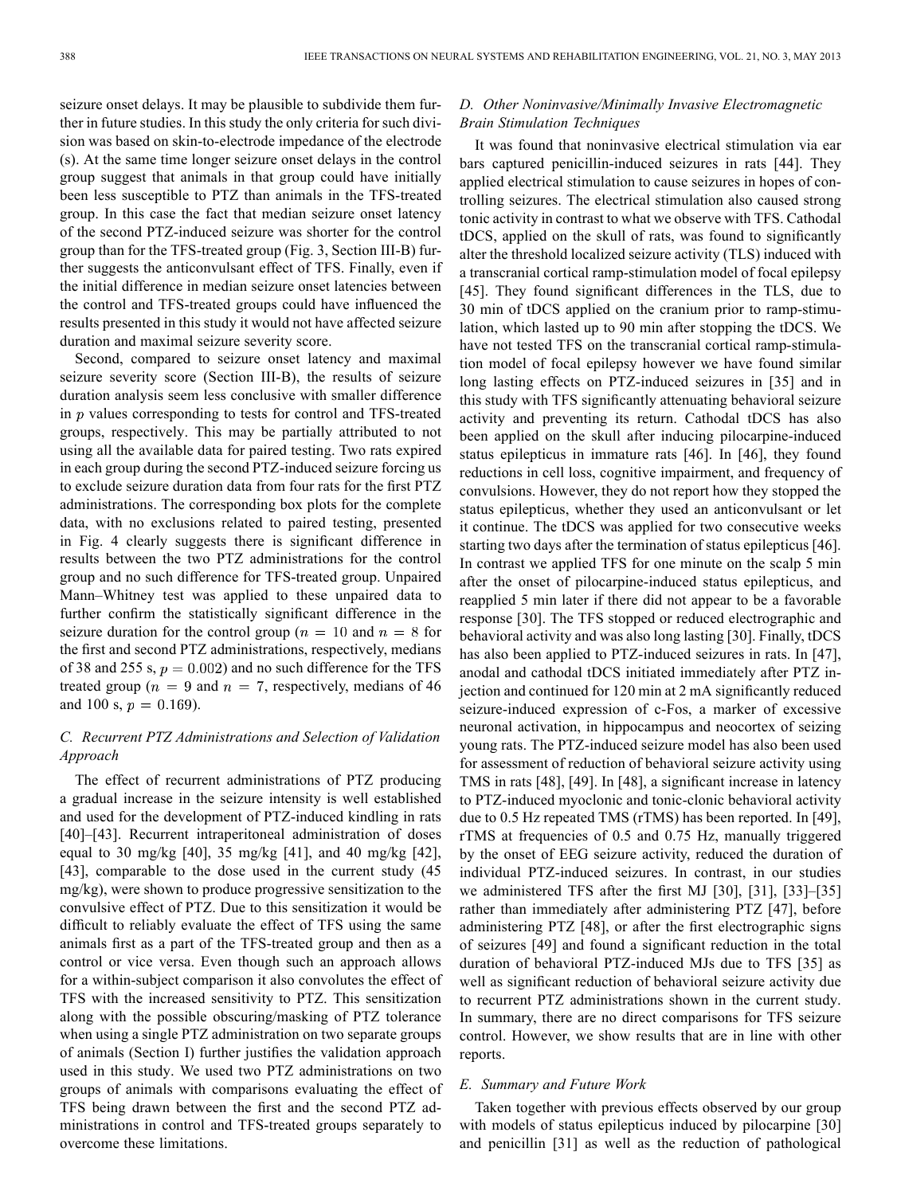seizure onset delays. It may be plausible to subdivide them further in future studies. In this study the only criteria for such division was based on skin-to-electrode impedance of the electrode (s). At the same time longer seizure onset delays in the control group suggest that animals in that group could have initially been less susceptible to PTZ than animals in the TFS-treated group. In this case the fact that median seizure onset latency of the second PTZ-induced seizure was shorter for the control group than for the TFS-treated group (Fig. 3, Section III-B) further suggests the anticonvulsant effect of TFS. Finally, even if the initial difference in median seizure onset latencies between the control and TFS-treated groups could have influenced the results presented in this study it would not have affected seizure duration and maximal seizure severity score.

Second, compared to seizure onset latency and maximal seizure severity score (Section III-B), the results of seizure duration analysis seem less conclusive with smaller difference in $p$ values corresponding to tests for control and TFS-treated groups, respectively. This may be partially attributed to not using all the available data for paired testing. Two rats expired in each group during the second PTZ-induced seizure forcing us to exclude seizure duration data from four rats for the first PTZ administrations. The corresponding box plots for the complete data, with no exclusions related to paired testing, presented in Fig. 4 clearly suggests there is significant difference in results between the two PTZ administrations for the control group and no such difference for TFS-treated group. Unpaired Mann–Whitney test was applied to these unpaired data to further confirm the statistically significant difference in the seizure duration for the control group ($n = 10$ and $n = 8$ for the first and second PTZ administrations, respectively, medians of 38 and 255 s, $p = 0.002$) and no such difference for the TFS treated group ($n = 9$ and $n = 7$, respectively, medians of 46 and 100 s, $p = 0.169$).

### C. Recurrent PTZ Administrations and Selection of Validation Approach

The effect of recurrent administrations of PTZ producing a gradual increase in the seizure intensity is well established and used for the development of PTZ-induced kindling in rats [40]–[43]. Recurrent intraperitoneal administration of doses equal to 30 mg/kg [40], 35 mg/kg [41], and 40 mg/kg [42], [43], comparable to the dose used in the current study (45 mg/kg), were shown to produce progressive sensitization to the convulsive effect of PTZ. Due to this sensitization it would be difficult to reliably evaluate the effect of TFS using the same animals first as a part of the TFS-treated group and then as a control or vice versa. Even though such an approach allows for a within-subject comparison it also convolutes the effect of TFS with the increased sensitivity to PTZ. This sensitization along with the possible obscuring/masking of PTZ tolerance when using a single PTZ administration on two separate groups of animals (Section I) further justifies the validation approach used in this study. We used two PTZ administrations on two groups of animals with comparisons evaluating the effect of TFS being drawn between the first and the second PTZ administrations in control and TFS-treated groups separately to overcome these limitations.

### D. Other Noninvasive/Minimally Invasive Electromagnetic Brain Stimulation Techniques

It was found that noninvasive electrical stimulation via ear bars captured penicillin-induced seizures in rats [44]. They applied electrical stimulation to cause seizures in hopes of controlling seizures. The electrical stimulation also caused strong tonic activity in contrast to what we observe with TFS. Cathodal tDCS, applied on the skull of rats, was found to significantly alter the threshold localized seizure activity (TLS) induced with a transcranial cortical ramp-stimulation model of focal epilepsy [45]. They found significant differences in the TLS, due to 30 min of tDCS applied on the cranium prior to ramp-stimulation, which lasted up to 90 min after stopping the tDCS. We have not tested TFS on the transcranial cortical ramp-stimulation model of focal epilepsy however we have found similar long lasting effects on PTZ-induced seizures in [35] and in this study with TFS significantly attenuating behavioral seizure activity and preventing its return. Cathodal tDCS has also been applied on the skull after inducing pilocarpine-induced status epilepticus in immature rats [46]. In [46], they found reductions in cell loss, cognitive impairment, and frequency of convulsions. However, they do not report how they stopped the status epilepticus, whether they used an anticonvulsant or let it continue. The tDCS was applied for two consecutive weeks starting two days after the termination of status epilepticus [46]. In contrast we applied TFS for one minute on the scalp 5 min after the onset of pilocarpine-induced status epilepticus, and reapplied 5 min later if there did not appear to be a favorable response [30]. The TFS stopped or reduced electrographic and behavioral activity and was also long lasting [30]. Finally, tDCS has also been applied to PTZ-induced seizures in rats. In [47], anodal and cathodal tDCS initiated immediately after PTZ injection and continued for 120 min at 2 mA significantly reduced seizure-induced expression of c-Fos, a marker of excessive neuronal activation, in hippocampus and neocortex of seizing young rats. The PTZ-induced seizure model has also been used for assessment of reduction of behavioral seizure activity using TMS in rats [48], [49]. In [48], a significant increase in latency to PTZ-induced myoclonic and tonic-clonic behavioral activity due to 0.5 Hz repeated TMS (rTMS) has been reported. In [49], rTMS at frequencies of 0.5 and 0.75 Hz, manually triggered by the onset of EEG seizure activity, reduced the duration of individual PTZ-induced seizures. In contrast, in our studies we administered TFS after the first MJ [30], [31], [33]–[35] rather than immediately after administering PTZ [47], before administering PTZ [48], or after the first electrographic signs of seizures [49] and found a significant reduction in the total duration of behavioral PTZ-induced MJs due to TFS [35] as well as significant reduction of behavioral seizure activity due to recurrent PTZ administrations shown in the current study. In summary, there are no direct comparisons for TFS seizure control. However, we show results that are in line with other reports.

### E. Summary and Future Work

Taken together with previous effects observed by our group with models of status epilepticus induced by pilocarpine [30] and penicillin [31] as well as the reduction of pathological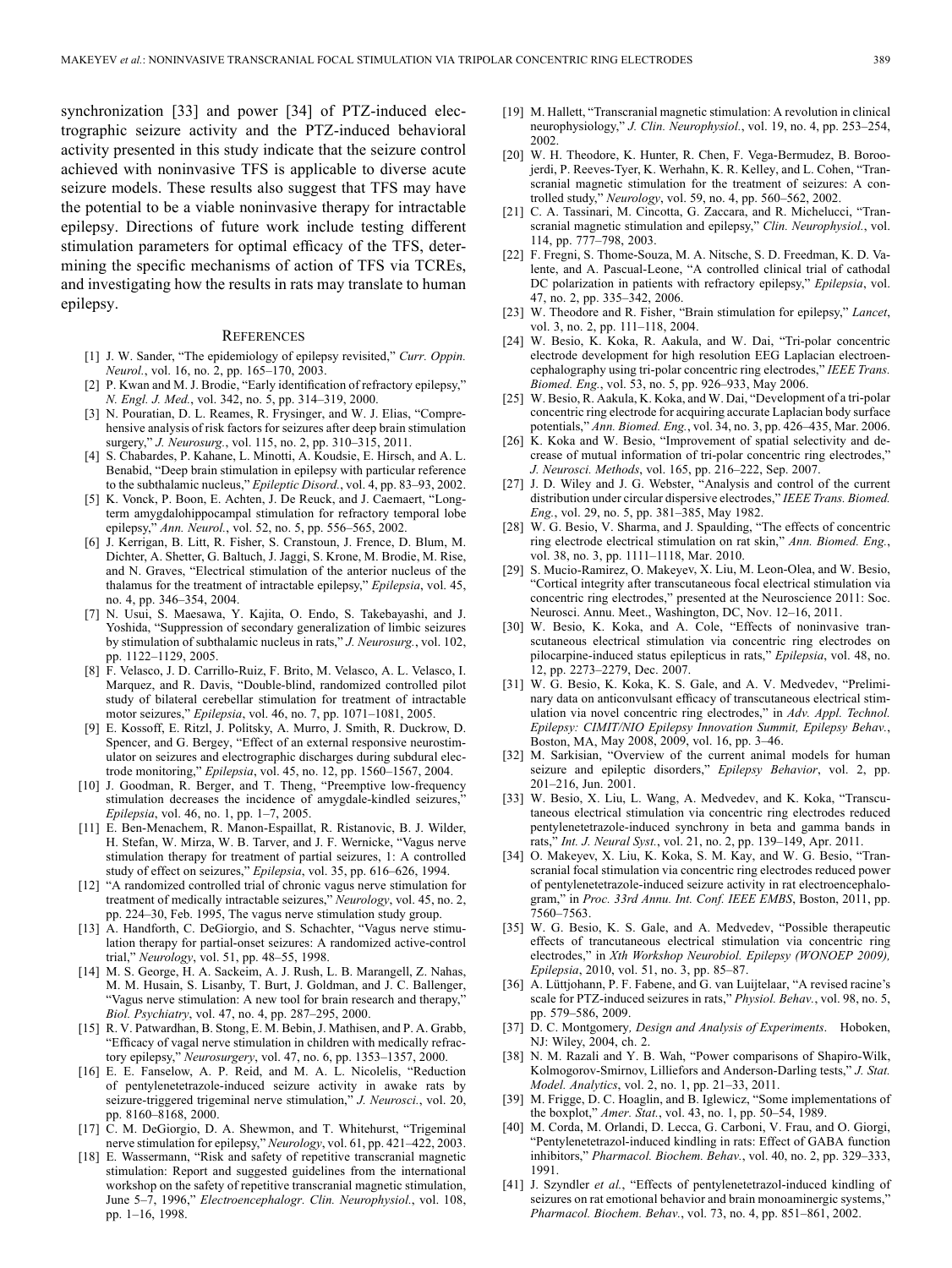synchronization [33] and power [34] of PTZ-induced electrographic seizure activity and the PTZ-induced behavioral activity presented in this study indicate that the seizure control achieved with noninvasive TFS is applicable to diverse acute seizure models. These results also suggest that TFS may have the potential to be a viable noninvasive therapy for intractable epilepsy. Directions of future work include testing different stimulation parameters for optimal efficacy of the TFS, determining the specific mechanisms of action of TFS via TCREs, and investigating how the results in rats may translate to human epilepsy.

## References

[1] J. W. Sander, "The epidemiology of epilepsy revisited," *Curr. Oppin. Neurol.*, vol. 16, no. 2, pp. 165–170, 2003.

[2] P. Kwan and M. J. Brodie, "Early identification of refractory epilepsy," *N. Engl. J. Med.*, vol. 342, no. 5, pp. 314–319, 2000.

[3] N. Pouratian, D. L. Reames, R. Frysinger, and W. J. Elias, "Comprehensive analysis of risk factors for seizures after deep brain stimulation surgery," *J. Neurosurg.*, vol. 115, no. 2, pp. 310–315, 2011.

[4] S. Chabardes, P. Kahane, L. Minotti, A. Koudsie, E. Hirsch, and A. L. Benabid, "Deep brain stimulation in epilepsy with particular reference to the subthalamic nucleus," *Epileptic Disord.*, vol. 4, pp. 83–93, 2002.

[5] K. Vonck, P. Boon, E. Achten, J. De Reuck, and J. Caemaert, "Long-term amygdalohippocampal stimulation for refractory temporal lobe epilepsy," *Ann. Neurol.*, vol. 52, no. 5, pp. 556–565, 2002.

[6] J. Kerrigan, B. Litt, R. Fisher, S. Cranstoun, J. French, D. Blum, M. Dichter, A. Shetter, G. Baltuch, J. Jaggi, S. Krone, M. Brodie, M. Rise, and N. Graves, "Electrical stimulation of the anterior nucleus of the thalamus for the treatment of intractable epilepsy," *Epilepsia*, vol. 45, no. 4, pp. 346–354, 2004.

[7] N. Usui, S. Maesawa, Y. Kajita, O. Endo, S. Takebayashi, and J. Yoshida, "Suppression of secondary generalization of limbic seizures by stimulation of subthalamic nucleus in rats," *J. Neurosurg.*, vol. 102, pp. 1122–1129, 2005.

[8] F. Velasco, J. D. Carrillo-Ruiz, F. Brito, M. Velasco, A. L. Velasco, I. Marquez, and R. Davis, "Double-blind, randomized controlled pilot study of bilateral cerebellar stimulation for treatment of intractable motor seizures," *Epilepsia*, vol. 46, no. 7, pp. 1071–1081, 2005.

[9] E. Kossoff, E. Ritzl, J. Politsky, A. Murro, J. Smith, R. Duckrow, D. Spencer, and G. Bergey, "Effect of an external responsive neurostimulator on seizures and electrographic discharges during subdural electrode monitoring," *Epilepsia*, vol. 45, no. 12, pp. 1560–1567, 2004.

[10] J. Goodman, R. Berger, and T. Theng, "Preemptive low-frequency stimulation decreases the incidence of amygdale-kindled seizures," *Epilepsia*, vol. 46, no. 1, pp. 1–7, 2005.

[11] E. Ben-Menachem, R. Manon-Espaillat, R. Ristanovic, B. J. Wilder, H. Stefan, W. Mirza, W. B. Tarver, and J. F. Wernicke, "Vagus nerve stimulation therapy for treatment of partial seizures, 1: A controlled study of effect on seizures," *Epilepsia*, vol. 35, pp. 616–626, 1994.

[12] "A randomized controlled trial of chronic vagus nerve stimulation for treatment of medically intractable seizures," *Neurology*, vol. 45, no. 2, pp. 224–30, Feb. 1995, The vagus nerve stimulation study group.

[13] A. Handforth, C. DeGiorgio, and S. Schachter, "Vagus nerve stimulation therapy for partial-onset seizures: A randomized active-control trial," *Neurology*, vol. 51, pp. 48–55, 1998.

[14] M. S. George, H. A. Sackeim, A. J. Rush, L. B. Marangell, Z. Nahas, M. M. Husain, S. Lisanby, T. Burt, J. Goldman, and J. C. Ballenger, "Vagus nerve stimulation: A new tool for brain research and therapy," *Biol. Psychiatry*, vol. 47, no. 4, pp. 287–295, 2000.

[15] R. V. Patwardhan, B. Stong, E. M. Bebin, J. Mathisen, and P. A. Grabb, "Efficacy of vagal nerve stimulation in children with medically refractory epilepsy," *Neurosurgery*, vol. 47, no. 6, pp. 1353–1357, 2000.

[16] E. E. Fanselow, A. P. Reid, and M. A. L. Nicolelis, "Reduction of pentylenetetrazole-induced seizure activity in awake rats by seizure-triggered trigeminal nerve stimulation," *J. Neurosci.*, vol. 20, pp. 8160–8168, 2000.

[17] C. M. DeGiorgio, D. A. Shewmon, and T. Whitehurst, "Trigeminal nerve stimulation for epilepsy," *Neurology*, vol. 61, pp. 421–422, 2003.

[18] E. Wassermann, "Risk and safety of repetitive transcranial magnetic stimulation: Report and suggested guidelines from the international workshop on the safety of repetitive transcranial magnetic stimulation, June 5–7, 1996," *Electroencephalogr. Clin. Neurophysiol.*, vol. 108, pp. 1–16, 1998.

[19] M. Hallett, "Transcranial magnetic stimulation: A revolution in clinical neurophysiology," *J. Clin. Neurophysiol.*, vol. 19, no. 4, pp. 253–254, 2002.

[20] W. H. Theodore, K. Hunter, R. Chen, F. Vega-Bermudez, B. Boroojerdi, P. Reeves-Tyer, K. Werhahn, K. R. Kelley, and L. Cohen, "Transcranial magnetic stimulation for the treatment of seizures: A controlled study," *Neurology*, vol. 59, no. 4, pp. 560–562, 2002.

[21] C. A. Tassinari, M. Cincotta, G. Zaccara, and R. Michelucci, "Transcranial magnetic stimulation and epilepsy," *Clin. Neurophysiol.*, vol. 114, pp. 777–798, 2003.

[22] F. Fregni, S. Thome-Souza, M. A. Nitsche, S. D. Freedman, K. D. Valente, and A. Pascual-Leone, "A controlled clinical trial of cathodal DC polarization in patients with refractory epilepsy," *Epilepsia*, vol. 47, no. 2, pp. 335–342, 2006.

[23] W. Theodore and R. Fisher, "Brain stimulation for epilepsy," *Lancet*, vol. 3, no. 2, pp. 111–118, 2004.

[24] W. Besio, K. Koka, R. Aakula, and W. Dai, "Tri-polar concentric electrode development for high resolution EEG Laplacian electroencephalography using tri-polar concentric ring electrodes," *IEEE Trans. Biomed. Eng.*, vol. 53, no. 5, pp. 926–933, May 2006.

[25] W. Besio, R. Aakula, K. Koka, and W. Dai, "Development of a tri-polar concentric ring electrode for acquiring accurate Laplacian body surface potentials," *Ann. Biomed. Eng.*, vol. 34, no. 3, pp. 426–435, Mar. 2006.

[26] K. Koka and W. Besio, "Improvement of spatial selectivity and decrease of mutual information of tri-polar concentric ring electrodes," *J. Neurosci. Methods*, vol. 165, pp. 216–222, Sep. 2007.

[27] J. D. Wiley and J. G. Webster, "Analysis and control of the current distribution under circular dispersive electrodes," *IEEE Trans. Biomed. Eng.*, vol. 29, no. 5, pp. 381–385, May 1982.

[28] W. G. Besio, V. Sharma, and J. Spaulding, "The effects of concentric ring electrode electrical stimulation on rat skin," *Ann. Biomed. Eng.*, vol. 38, no. 3, pp. 1111–1118, Mar. 2010.

[29] S. Mucio-Ramirez, O. Makeyev, X. Liu, M. Leon-Olea, and W. Besio, "Cortical integrity after transcutaneous focal electrical stimulation via concentric ring electrodes," presented at the Neuroscience 2011: Soc. Neurosci. Annu. Meet., Washington, DC, Nov. 12–16, 2011.

[30] W. Besio, K. Koka, and A. Cole, "Effects of noninvasive transcutaneous electrical stimulation via concentric ring electrodes on pilocarpine-induced status epilepticus in rats," *Epilepsia*, vol. 48, no. 12, pp. 2273–2279, Dec. 2007.

[31] W. G. Besio, K. Koka, K. S. Gale, and A. V. Medvedev, "Preliminary data on anticonvulsant efficacy of transcutaneous electrical stimulation via novel concentric ring electrodes," in *Adv. Appl. Technol. Epilepsy: CIMIT/NIO Epilepsy Innovation Summit, Epilepsy Behav.*, Boston, MA, May 2008, 2009, vol. 16, pp. 3–46.

[32] M. Sarkisian, "Overview of the current animal models for human seizure and epileptic disorders," *Epilepsy Behavior*, vol. 2, pp. 201–216, Jun. 2001.

[33] W. Besio, X. Liu, L. Wang, A. Medvedev, and K. Koka, "Transcutaneous electrical stimulation via concentric ring electrodes reduced pentylenetetrazole-induced synchrony in beta and gamma bands in rats," *Int. J. Neural Syst.*, vol. 21, no. 2, pp. 139–149, Apr. 2011.

[34] O. Makeyev, X. Liu, K. Koka, S. M. Kay, and W. G. Besio, "Transcranial focal stimulation via concentric ring electrodes reduced power of pentylenetetrazole-induced seizure activity in rat electroencephalogram," in *Proc. 33rd Annu. Int. Conf. IEEE EMBS*, Boston, 2011, pp. 7560–7563.

[35] W. G. Besio, K. S. Gale, and A. Medvedev, "Possible therapeutic effects of trancutaneous electrical stimulation via concentric ring electrodes," in *Xth Workshop Neurobiol. Epilepsy (WONOEP 2009), Epilepsia*, 2010, vol. 51, no. 3, pp. 85–87.

[36] A. Lüttjohann, P. F. Fabene, and G. van Luijtelaar, "A revised racine's scale for PTZ-induced seizures in rats," *Physiol. Behav.*, vol. 98, no. 5, pp. 579–586, 2009.

[37] D. C. Montgomery, *Design and Analysis of Experiments*. Hoboken, NJ: Wiley, 2004, ch. 2.

[38] N. M. Razali and Y. B. Wah, "Power comparisons of Shapiro-Wilk, Kolmogorov-Smirnov, Lilliefors and Anderson-Darling tests," *J. Stat. Model. Analytics*, vol. 2, no. 1, pp. 21–33, 2011.

[39] M. Frigge, D. C. Hoaglin, and B. Iglewicz, "Some implementations of the boxplot," *Amer. Stat.*, vol. 43, no. 1, pp. 50–54, 1989.

[40] M. Corda, M. Orlandi, D. Lecca, G. Carboni, V. Frau, and O. Giorgi, "Pentylenetetrazol-induced kindling in rats: Effect of GABA function inhibitors," *Pharmacol. Biochem. Behav.*, vol. 40, no. 2, pp. 329–333, 1991.

[41] J. Szyndler *et al.*, "Effects of pentylenetetrazol-induced kindling of seizures on rat emotional behavior and brain monoaminergic systems," *Pharmacol. Biochem. Behav.*, vol. 73, no. 4, pp. 851–861, 2002.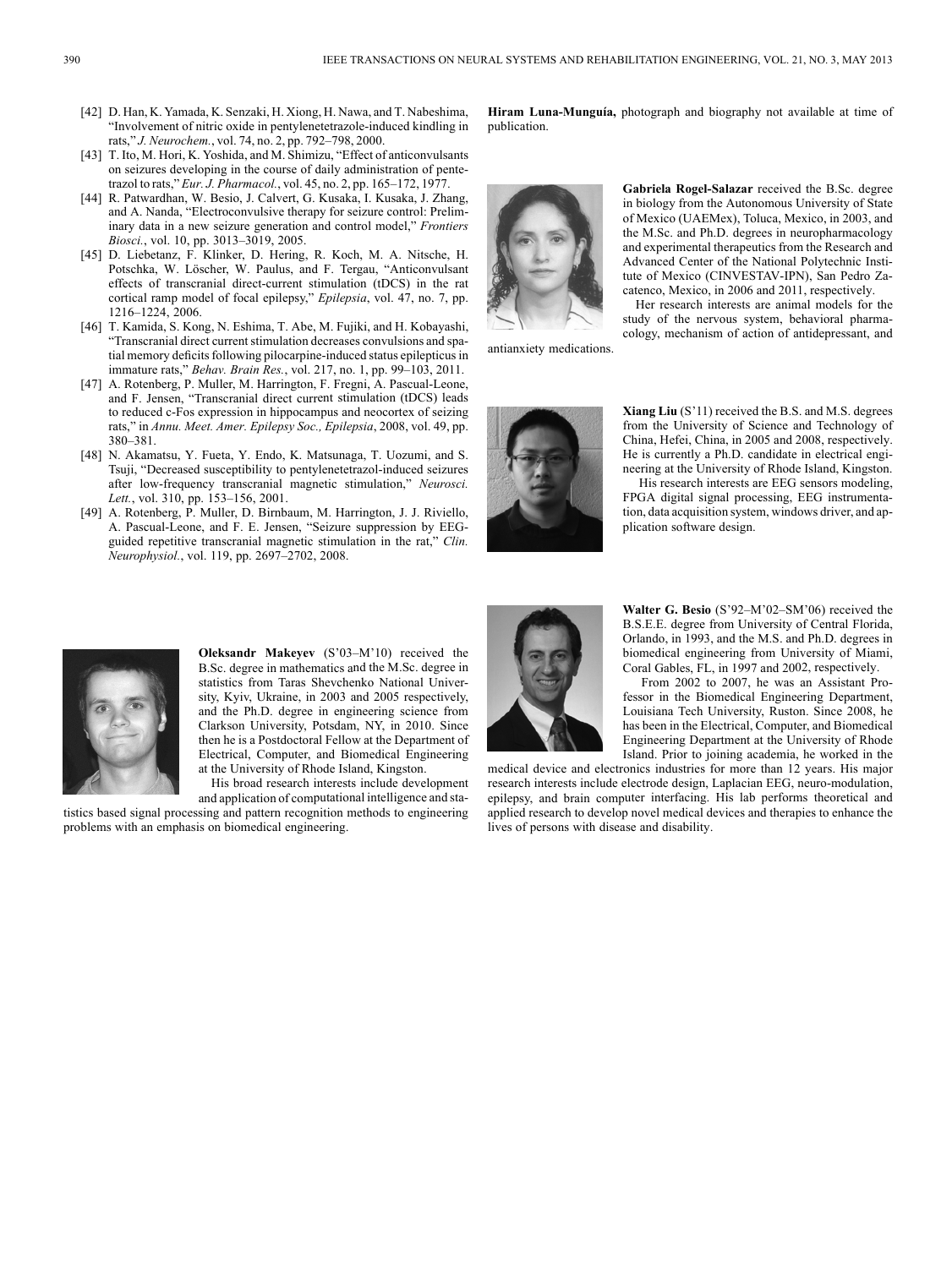[42] D. Han, K. Yamada, K. Senzaki, H. Xiong, H. Nawa, and T. Nabeshima, "Involvement of nitric oxide in pentylenetetrazole-induced kindling in rats," *J. Neurochem.*, vol. 74, no. 2, pp. 792–798, 2000.

[43] T. Ito, M. Hori, K. Yoshida, and M. Shimizu, "Effect of anticonvulsants on seizures developing in the course of daily administration of pentetrazol to rats," *Eur. J. Pharmacol.*, vol. 45, no. 2, pp. 165–172, 1977.

[44] R. Patwardhan, W. Besio, J. Calvert, G. Kusaka, I. Kusaka, J. Zhang, and A. Nanda, "Electroconvulsive therapy for seizure control: Preliminary data in a new seizure generation and control model," *Frontiers Biosci.*, vol. 10, pp. 3013–3019, 2005.

[45] D. Liebetanz, F. Klinker, D. Hering, R. Koch, M. A. Nitsche, H. Potschka, W. Löscher, W. Paulus, and F. Tergau, "Anticonvulsant effects of transcranial direct-current stimulation (tDCS) in the rat cortical ramp model of focal epilepsy," *Epilepsia*, vol. 47, no. 7, pp. 1216–1224, 2006.

[46] T. Kamida, S. Kong, N. Eshima, T. Abe, M. Fujiki, and H. Kobayashi, "Transcranial direct current stimulation decreases convulsions and spatial memory deficits following pilocarpine-induced status epilepticus in immature rats," *Behav. Brain Res.*, vol. 217, no. 1, pp. 99–103, 2011.

[47] A. Rotenberg, P. Muller, M. Harrington, F. Fregni, A. Pascual-Leone, and F. Jensen, "Transcranial direct current stimulation (tDCS) leads to reduced c-Fos expression in hippocampus and neocortex of seizing rats," in *Annu. Meet. Amer. Epilepsy Soc., Epilepsia*, 2008, vol. 49, pp. 380–381.

[48] N. Akamatsu, Y. Fueta, Y. Endo, K. Matsunaga, T. Uozumi, and S. Tsuji, "Decreased susceptibility to pentylenetetrazol-induced seizures after low-frequency transcranial magnetic stimulation," *Neurosci. Lett.*, vol. 310, pp. 153–156, 2001.

[49] A. Rotenberg, P. Muller, D. Birnbaum, M. Harrington, J. J. Riviello, A. Pascual-Leone, and F. E. Jensen, "Seizure suppression by EEG-guided repetitive transcranial magnetic stimulation in the rat," *Clin. Neurophysiol.*, vol. 119, pp. 2697–2702, 2008.

**Oleksandr Makeyev** (S'03–M'10) received the B.Sc. degree in mathematics and the M.Sc. degree in statistics from Taras Shevchenko National University, Kyiv, Ukraine, in 2003 and 2005 respectively, and the Ph.D. degree in engineering science from Clarkson University, Potsdam, NY, in 2010. Since then he is a Postdoctoral Fellow at the Department of Electrical, Computer, and Biomedical Engineering at the University of Rhode Island, Kingston.

His broad research interests include development and application of computational intelligence and statistics based signal processing and pattern recognition methods to engineering problems with an emphasis on biomedical engineering.

**Hiram Luna-Munguía,** photograph and biography not available at time of publication.

**Gabriela Rogel-Salazar** received the B.Sc. degree in biology from the Autonomous University of State of Mexico (UAEMex), Toluca, Mexico, in 2003, and the M.Sc. and Ph.D. degrees in neuropharmacology and experimental therapeutics from the Research and Advanced Center of the National Polytechnic Institute of Mexico (CINVESTAV-IPN), San Pedro Zacatenco, Mexico, in 2006 and 2011, respectively.

Her research interests are animal models for the study of the nervous system, behavioral pharmacology, mechanism of action of antidepressant, and antianxiety medications.

**Xiang Liu** (S'11) received the B.S. and M.S. degrees from the University of Science and Technology of China, Hefei, China, in 2005 and 2008, respectively. He is currently a Ph.D. candidate in electrical engineering at the University of Rhode Island, Kingston.

His research interests are EEG sensors modeling, FPGA digital signal processing, EEG instrumentation, data acquisition system, windows driver, and application software design.

**Walter G. Besio** (S'92–M'02–SM'06) received the B.S.E.E. degree from University of Central Florida, Orlando, in 1993, and the M.S. and Ph.D. degrees in biomedical engineering from University of Miami, Coral Gables, FL, in 1997 and 2002, respectively.

From 2002 to 2007, he was an Assistant Professor in the Biomedical Engineering Department, Louisiana Tech University, Ruston. Since 2008, he has been in the Electrical, Computer, and Biomedical Engineering Department at the University of Rhode Island. Prior to joining academia, he worked in the medical device and electronics industries for more than 12 years. His major research interests include electrode design, Laplacian EEG, neuro-modulation, epilepsy, and brain computer interfacing. His lab performs theoretical and applied research to develop novel medical devices and therapies to enhance the lives of persons with disease and disability.